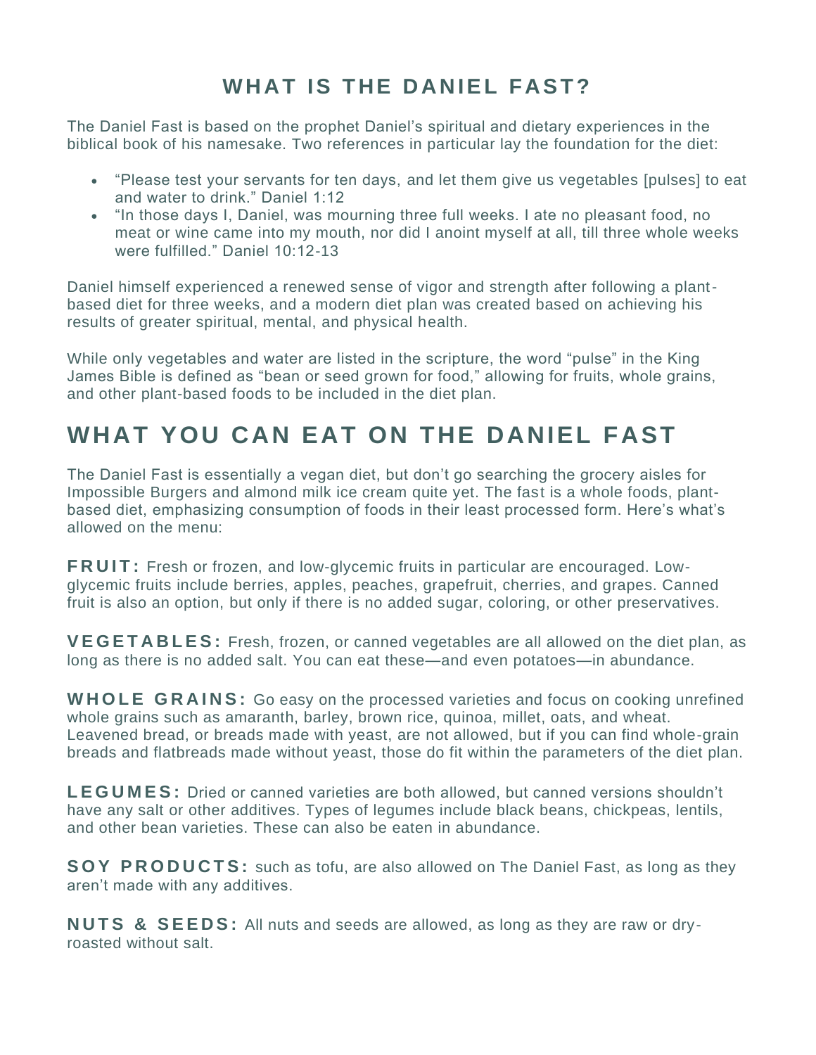## WHAT IS THE DANIEL FAST?

The Daniel Fast is based on the prophet Daniel's spiritual and dietary experiences in the biblical book of his namesake. Two references in particular lay the foundation for the diet:

- "Please test your servants for ten days, and let them give us vegetables [pulses] to eat and water to drink." Daniel 1:12
- "In those days I, Daniel, was mourning three full weeks. I ate no pleasant food, no meat or wine came into my mouth, nor did I anoint myself at all, till three whole weeks were fulfilled." Daniel 10:12-13

Daniel himself experienced a renewed sense of vigor and strength after following a plant-based diet for three weeks, and a modern diet plan was created based on achieving his results of greater spiritual, mental, and physical health.

While only vegetables and water are listed in the scripture, the word "pulse" in the King James Bible is defined as "bean or seed grown for food," allowing for fruits, whole grains, and other plant-based foods to be included in the diet plan.

# WHAT YOU CAN EAT ON THE DANIEL FAST

The Daniel Fast is essentially a vegan diet, but don't go searching the grocery aisles for Impossible Burgers and almond milk ice cream quite yet. The fast is a whole foods, plant-based diet, emphasizing consumption of foods in their least processed form. Here's what's allowed on the menu:

**FRUIT:** Fresh or frozen, and low-glycemic fruits in particular are encouraged. Low-glycemic fruits include berries, apples, peaches, grapefruit, cherries, and grapes. Canned fruit is also an option, but only if there is no added sugar, coloring, or other preservatives.

**VEGETABLES:** Fresh, frozen, or canned vegetables are all allowed on the diet plan, as long as there is no added salt. You can eat these—and even potatoes—in abundance.

**WHOLE GRAINS:** Go easy on the processed varieties and focus on cooking unrefined whole grains such as amaranth, barley, brown rice, quinoa, millet, oats, and wheat. Leavened bread, or breads made with yeast, are not allowed, but if you can find whole-grain breads and flatbreads made without yeast, those do fit within the parameters of the diet plan.

**LEGUMES:** Dried or canned varieties are both allowed, but canned versions shouldn't have any salt or other additives. Types of legumes include black beans, chickpeas, lentils, and other bean varieties. These can also be eaten in abundance.

**SOY PRODUCTS:** such as tofu, are also allowed on The Daniel Fast, as long as they aren't made with any additives.

**NUTS & SEEDS:** All nuts and seeds are allowed, as long as they are raw or dry-roasted without salt.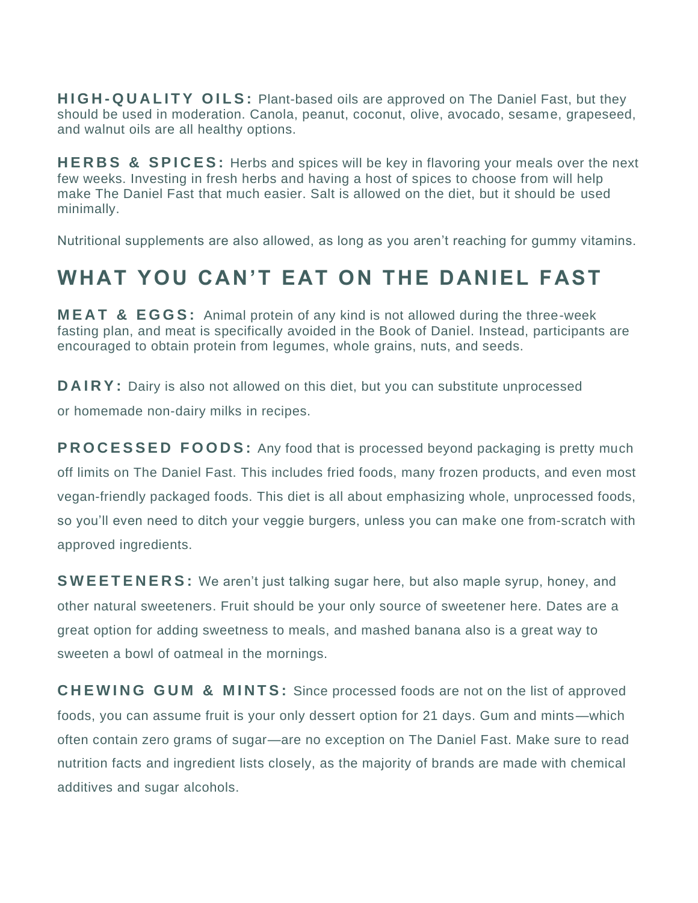**HIGH-QUALITY OILS:** Plant-based oils are approved on The Daniel Fast, but they should be used in moderation. Canola, peanut, coconut, olive, avocado, sesame, grapeseed, and walnut oils are all healthy options.

**HERBS & SPICES:** Herbs and spices will be key in flavoring your meals over the next few weeks. Investing in fresh herbs and having a host of spices to choose from will help make The Daniel Fast that much easier. Salt is allowed on the diet, but it should be used minimally.

Nutritional supplements are also allowed, as long as you aren't reaching for gummy vitamins.

## WHAT YOU CAN'T EAT ON THE DANIEL FAST

**MEAT & EGGS:** Animal protein of any kind is not allowed during the three-week fasting plan, and meat is specifically avoided in the Book of Daniel. Instead, participants are encouraged to obtain protein from legumes, whole grains, nuts, and seeds.

**DAIRY:** Dairy is also not allowed on this diet, but you can substitute unprocessed or homemade non-dairy milks in recipes.

**PROCESSED FOODS:** Any food that is processed beyond packaging is pretty much off limits on The Daniel Fast. This includes fried foods, many frozen products, and even most vegan-friendly packaged foods. This diet is all about emphasizing whole, unprocessed foods, so you'll even need to ditch your veggie burgers, unless you can make one from-scratch with approved ingredients.

**SWEETENERS:** We aren't just talking sugar here, but also maple syrup, honey, and other natural sweeteners. Fruit should be your only source of sweetener here. Dates are a great option for adding sweetness to meals, and mashed banana also is a great way to sweeten a bowl of oatmeal in the mornings.

**CHEWING GUM & MINTS:** Since processed foods are not on the list of approved foods, you can assume fruit is your only dessert option for 21 days. Gum and mints—which often contain zero grams of sugar—are no exception on The Daniel Fast. Make sure to read nutrition facts and ingredient lists closely, as the majority of brands are made with chemical additives and sugar alcohols.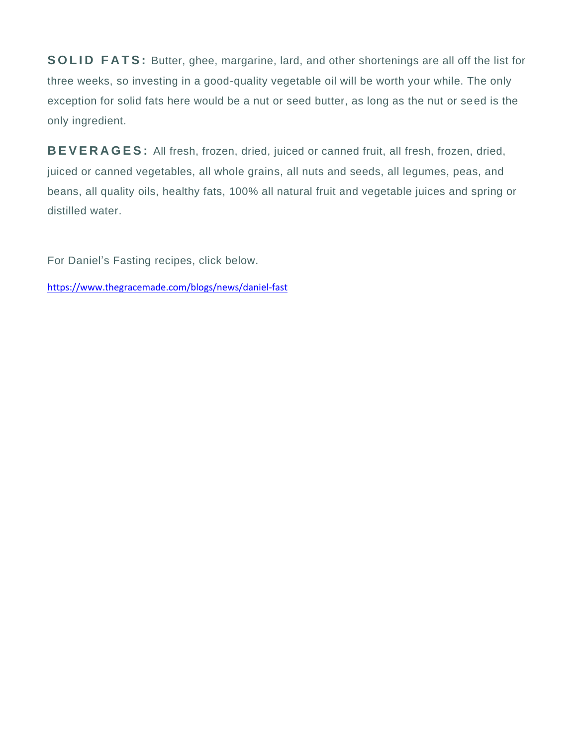**SOLID FATS:** Butter, ghee, margarine, lard, and other shortenings are all off the list for three weeks, so investing in a good-quality vegetable oil will be worth your while. The only exception for solid fats here would be a nut or seed butter, as long as the nut or seed is the only ingredient.

**BEVERAGES:** All fresh, frozen, dried, juiced or canned fruit, all fresh, frozen, dried, juiced or canned vegetables, all whole grains, all nuts and seeds, all legumes, peas, and beans, all quality oils, healthy fats, 100% all natural fruit and vegetable juices and spring or distilled water.

For Daniel's Fasting recipes, click below.

https://www.thegracemade.com/blogs/news/daniel-fast